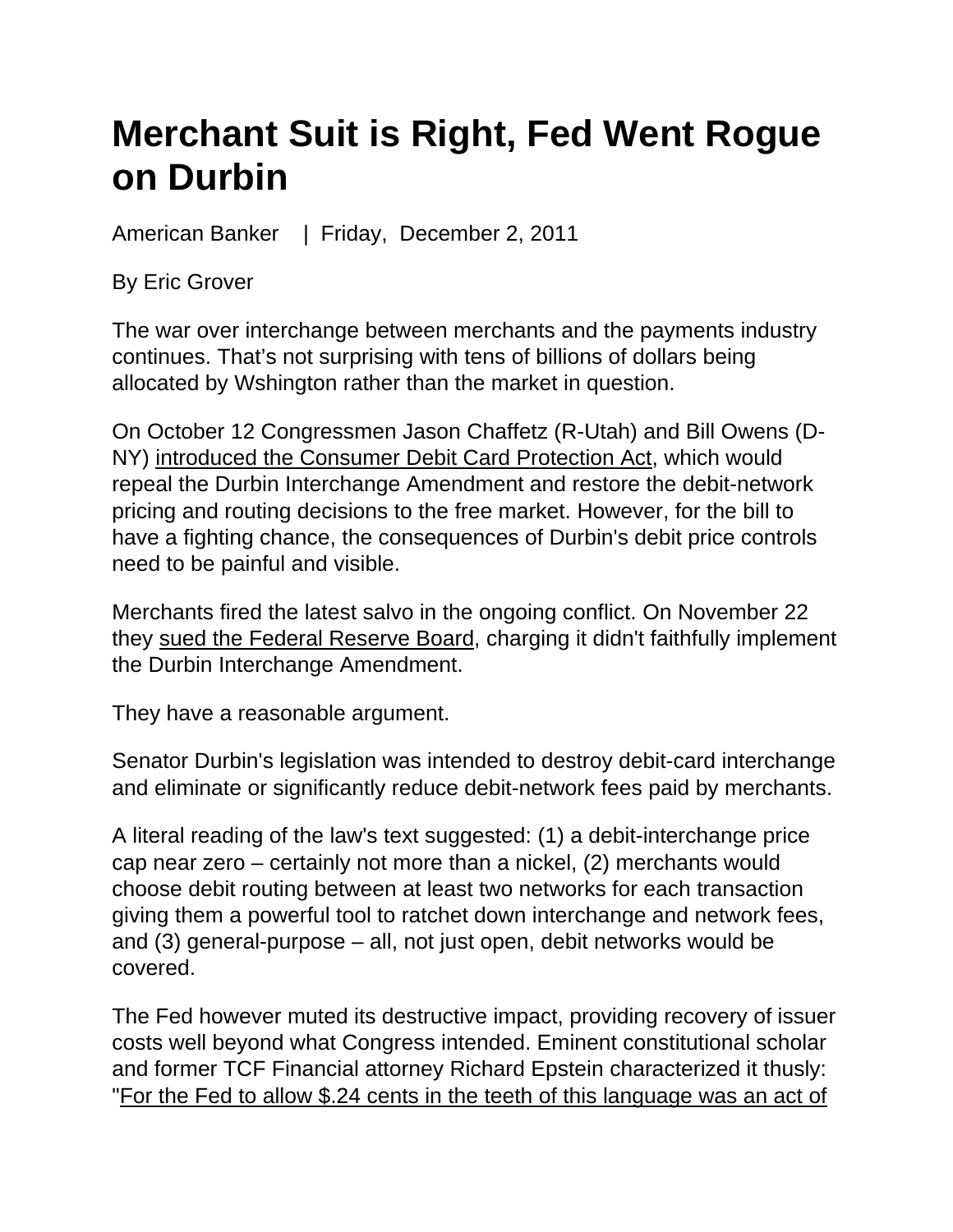# Merchant Suit is Right, Fed Went Rogue on Durbin

American Banker | Friday, December 2, 2011

By Eric Grover

The war over interchange between merchants and the payments industry continues. That's not surprising with tens of billions of dollars being allocated by Wshington rather than the market in question.

On October 12 Congressmen Jason Chaffetz (R-Utah) and Bill Owens (D-NY) introduced the Consumer Debit Card Protection Act, which would repeal the Durbin Interchange Amendment and restore the debit-network pricing and routing decisions to the free market. However, for the bill to have a fighting chance, the consequences of Durbin's debit price controls need to be painful and visible.

Merchants fired the latest salvo in the ongoing conflict. On November 22 they sued the Federal Reserve Board, charging it didn't faithfully implement the Durbin Interchange Amendment.

They have a reasonable argument.

Senator Durbin's legislation was intended to destroy debit-card interchange and eliminate or significantly reduce debit-network fees paid by merchants.

A literal reading of the law's text suggested: (1) a debit-interchange price cap near zero – certainly not more than a nickel, (2) merchants would choose debit routing between at least two networks for each transaction giving them a powerful tool to ratchet down interchange and network fees, and (3) general-purpose – all, not just open, debit networks would be covered.

The Fed however muted its destructive impact, providing recovery of issuer costs well beyond what Congress intended. Eminent constitutional scholar and former TCF Financial attorney Richard Epstein characterized it thusly: "For the Fed to allow $.24 cents in the teeth of this language was an act of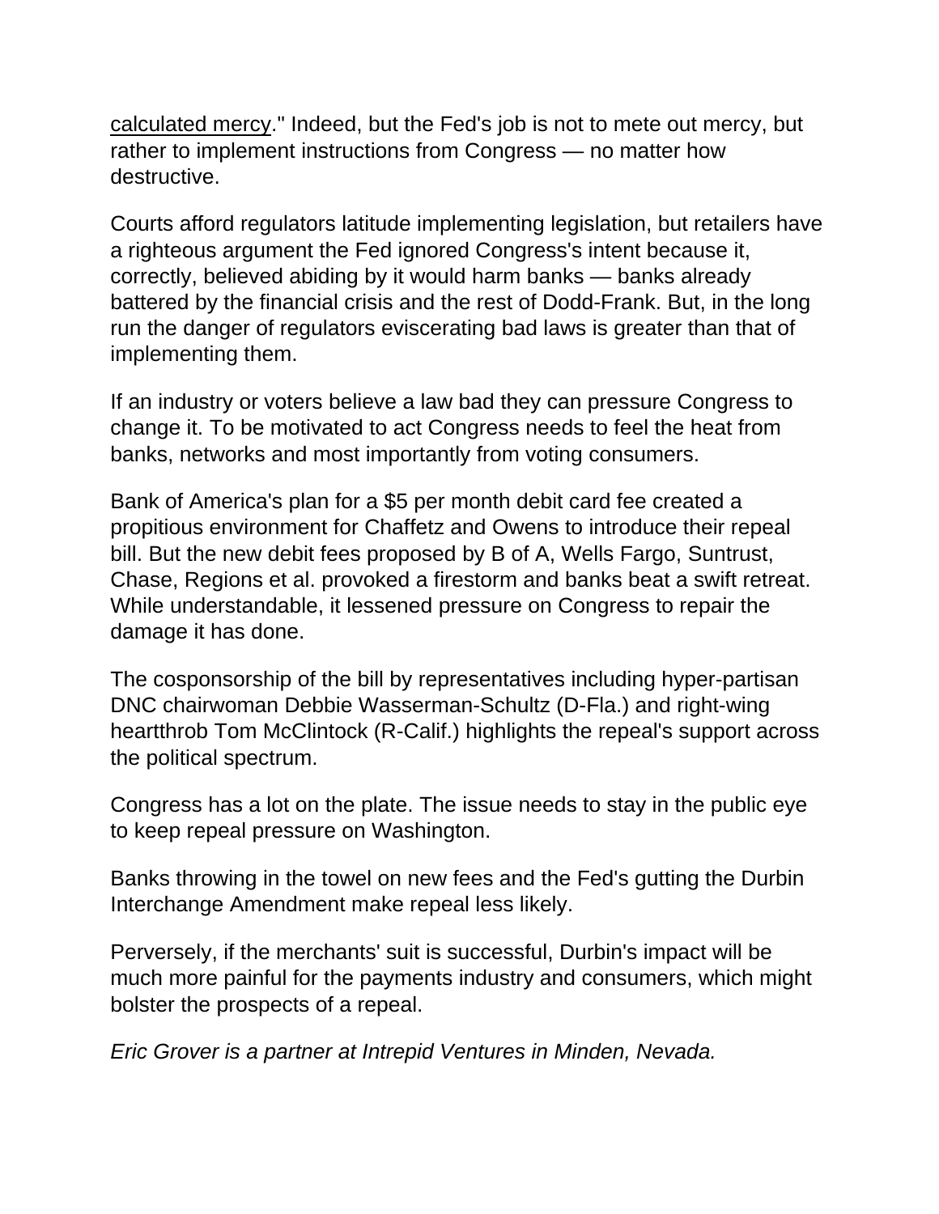calculated mercy." Indeed, but the Fed's job is not to mete out mercy, but rather to implement instructions from Congress — no matter how destructive.

Courts afford regulators latitude implementing legislation, but retailers have a righteous argument the Fed ignored Congress's intent because it, correctly, believed abiding by it would harm banks — banks already battered by the financial crisis and the rest of Dodd-Frank. But, in the long run the danger of regulators eviscerating bad laws is greater than that of implementing them.

If an industry or voters believe a law bad they can pressure Congress to change it. To be motivated to act Congress needs to feel the heat from banks, networks and most importantly from voting consumers.

Bank of America's plan for a $5 per month debit card fee created a propitious environment for Chaffetz and Owens to introduce their repeal bill. But the new debit fees proposed by B of A, Wells Fargo, Suntrust, Chase, Regions et al. provoked a firestorm and banks beat a swift retreat. While understandable, it lessened pressure on Congress to repair the damage it has done.

The cosponsorship of the bill by representatives including hyper-partisan DNC chairwoman Debbie Wasserman-Schultz (D-Fla.) and right-wing heartthrob Tom McClintock (R-Calif.) highlights the repeal's support across the political spectrum.

Congress has a lot on the plate. The issue needs to stay in the public eye to keep repeal pressure on Washington.

Banks throwing in the towel on new fees and the Fed's gutting the Durbin Interchange Amendment make repeal less likely.

Perversely, if the merchants' suit is successful, Durbin's impact will be much more painful for the payments industry and consumers, which might bolster the prospects of a repeal.

*Eric Grover is a partner at Intrepid Ventures in Minden, Nevada.*